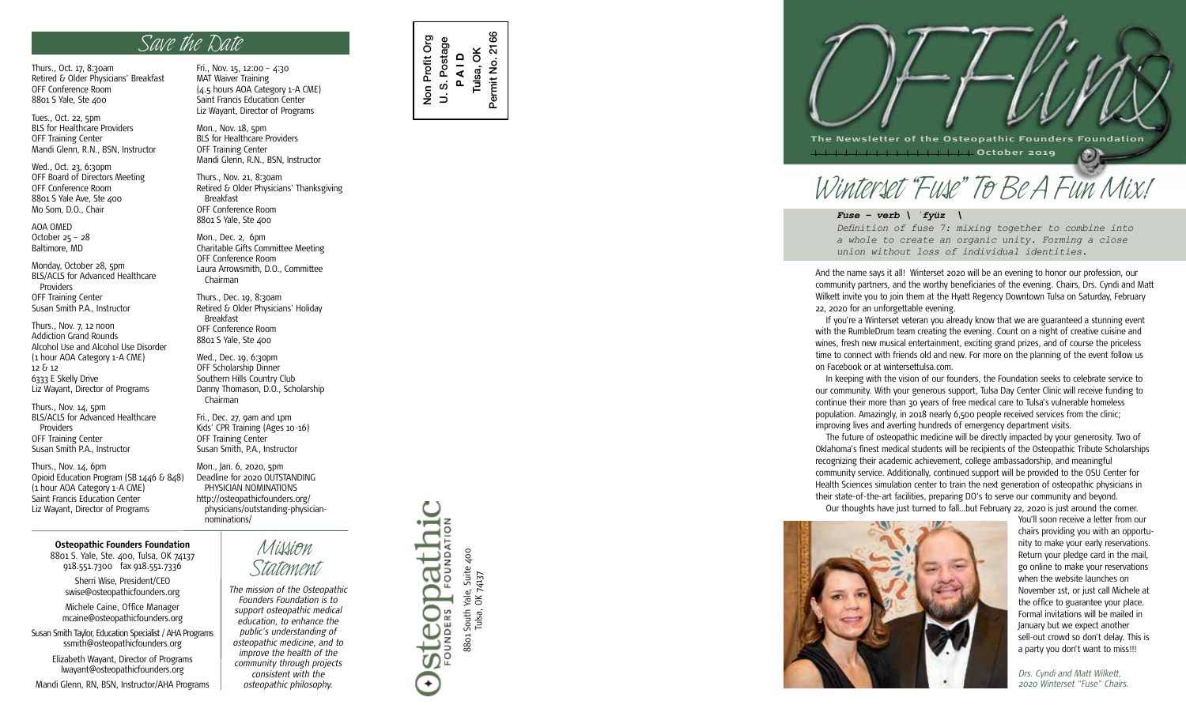## Save the Date

Thurs., Oct. 17, 8:30am
Retired & Older Physicians' Breakfast
OFF Conference Room
8801 S Yale, Ste 400

Tues., Oct. 22, 5pm
BLS for Healthcare Providers
OFF Training Center
Mandi Glenn, R.N., BSN, Instructor

Wed., Oct. 23, 6:30pm
OFF Board of Directors Meeting
OFF Conference Room
8801 S Yale Ave, Ste 400
Mo Som, D.O., Chair

AOA OMED
October 25 – 28
Baltimore, MD

Monday, October 28, 5pm
BLS/ACLS for Advanced Healthcare Providers
OFF Training Center
Susan Smith P.A., Instructor

Thurs., Nov. 7, 12 noon
Addiction Grand Rounds
Alcohol Use and Alcohol Use Disorder
(1 hour AOA Category 1-A CME)
12 & 12
6333 E Skelly Drive
Liz Wayant, Director of Programs

Thurs., Nov. 14, 5pm
BLS/ACLS for Advanced Healthcare Providers
OFF Training Center
Susan Smith P.A., Instructor

Thurs., Nov. 14, 6pm
Opioid Education Program (SB 1446 & 848)
(1 hour AOA Category 1-A CME)
Saint Francis Education Center
Liz Wayant, Director of Programs

Fri., Nov. 15, 12:00 – 4:30
MAT Waiver Training
(4.5 hours AOA Category 1-A CME)
Saint Francis Education Center
Liz Wayant, Director of Programs

Mon., Nov. 18, 5pm
BLS for Healthcare Providers
OFF Training Center
Mandi Glenn, R.N., BSN, Instructor

Thurs., Nov. 21, 8:30am
Retired & Older Physicians' Thanksgiving Breakfast
OFF Conference Room
8801 S Yale, Ste 400

Mon., Dec. 2, 6pm
Charitable Gifts Committee Meeting
OFF Conference Room
Laura Arrowsmith, D.O., Committee Chairman

Thurs., Dec. 19, 8:30am
Retired & Older Physicians' Holiday Breakfast
OFF Conference Room
8801 S Yale, Ste 400

Wed., Dec. 19, 6:30pm
OFF Scholarship Dinner
Southern Hills Country Club
Danny Thomason, D.O., Scholarship Chairman

Fri., Dec. 27, 9am and 1pm
Kids' CPR Training (Ages 10-16)
OFF Training Center
Susan Smith, P.A., Instructor

Mon., Jan. 6, 2020, 5pm
Deadline for 2020 OUTSTANDING PHYSICIAN NOMINATIONS
http://osteopathicfounders.org/physicians/outstanding-physician-nominations/

**Osteopathic Founders Foundation**
8801 S. Yale, Ste. 400, Tulsa, OK 74137
918.551.7300 fax 918.551.7336

Sherri Wise, President/CEO
swise@osteopathicfounders.org

Michele Caine, Office Manager
mcaine@osteopathicfounders.org

Susan Smith Taylor, Education Specialist / AHA Programs
ssmith@osteopathicfounders.org

Elizabeth Wayant, Director of Programs
lwayant@osteopathicfounders.org

Mandi Glenn, RN, BSN, Instructor/AHA Programs

## Mission Statement

*The mission of the Osteopathic Founders Foundation is to support osteopathic medical education, to enhance the public's understanding of osteopathic medicine, and to improve the health of the community through projects consistent with the osteopathic philosophy.*

Non Profit Org
U. S. Postage
PAID
Tulsa, OK
Permit No. 2166

Osteopathic Founders Foundation
8801 South Yale, Suite 400
Tulsa, OK 74137

# OFFlins

The Newsletter of the Osteopathic Founders Foundation
October 2019

# Winterset "Fuse" To Be A Fun Mix!

***Fuse – verb \ ˈfyüz \***
*Definition of fuse 7: mixing together to combine into a whole to create an organic unity. Forming a close union without loss of individual identities.*

And the name says it all! Winterset 2020 will be an evening to honor our profession, our community partners, and the worthy beneficiaries of the evening. Chairs, Drs. Cyndi and Matt Wilkett invite you to join them at the Hyatt Regency Downtown Tulsa on Saturday, February 22, 2020 for an unforgettable evening.

If you're a Winterset veteran you already know that we are guaranteed a stunning event with the RumbleDrum team creating the evening. Count on a night of creative cuisine and wines, fresh new musical entertainment, exciting grand prizes, and of course the priceless time to connect with friends old and new. For more on the planning of the event follow us on Facebook or at wintersettulsa.com.

In keeping with the vision of our founders, the Foundation seeks to celebrate service to our community. With your generous support, Tulsa Day Center Clinic will receive funding to continue their more than 30 years of free medical care to Tulsa's vulnerable homeless population. Amazingly, in 2018 nearly 6,500 people received services from the clinic; improving lives and averting hundreds of emergency department visits.

The future of osteopathic medicine will be directly impacted by your generosity. Two of Oklahoma's finest medical students will be recipients of the Osteopathic Tribute Scholarships recognizing their academic achievement, college ambassadorship, and meaningful community service. Additionally, continued support will be provided to the OSU Center for Health Sciences simulation center to train the next generation of osteopathic physicians in their state-of-the-art facilities, preparing DO's to serve our community and beyond.

Our thoughts have just turned to fall...but February 22, 2020 is just around the corner. You'll soon receive a letter from our chairs providing you with an opportunity to make your early reservations. Return your pledge card in the mail, go online to make your reservations when the website launches on November 1st, or just call Michele at the office to guarantee your place. Formal invitations will be mailed in January but we expect another sell-out crowd so don't delay. This is a party you don't want to miss!!!

*Drs. Cyndi and Matt Wilkett, 2020 Winterset "Fuse" Chairs.*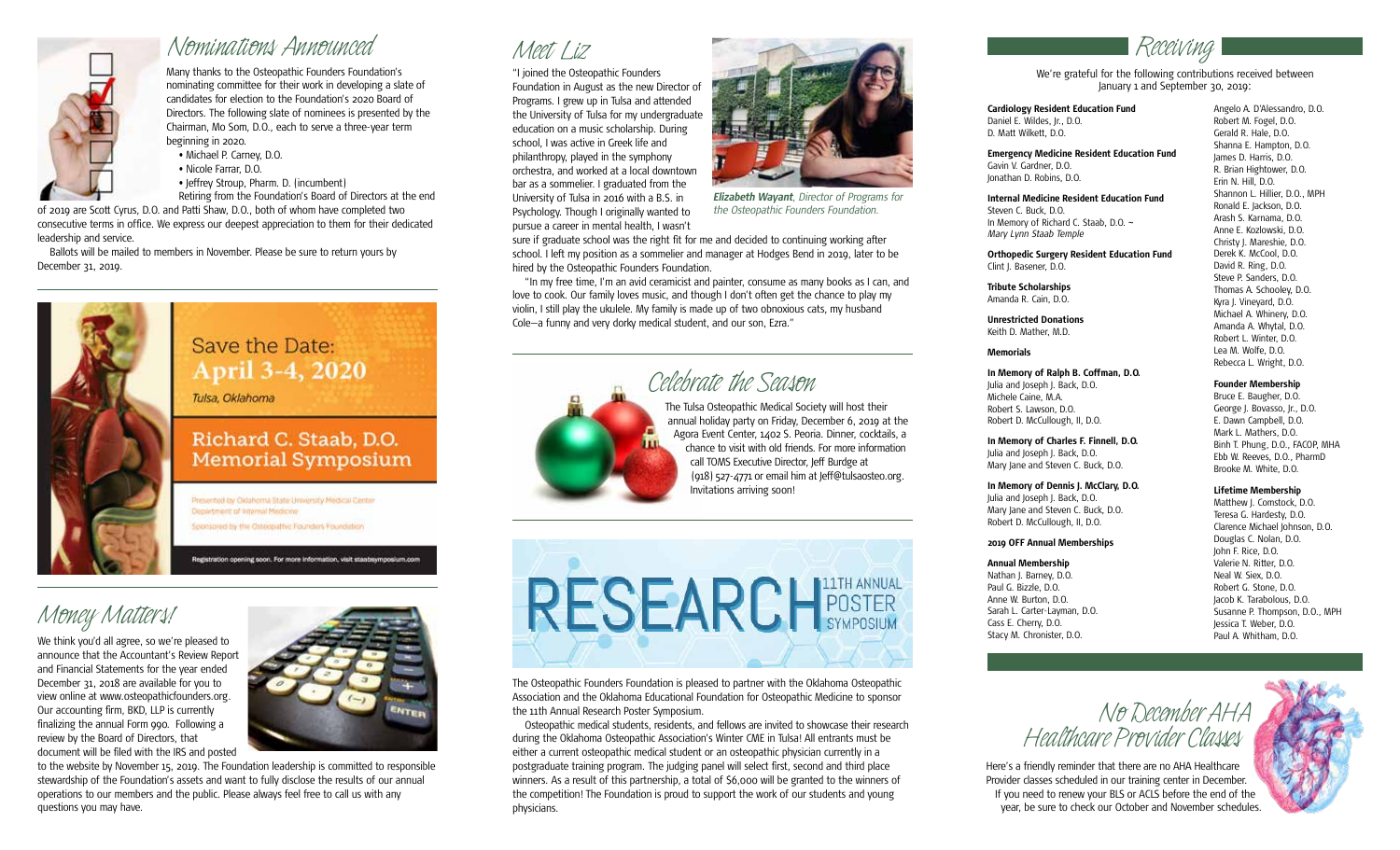## Nominations Announced

Many thanks to the Osteopathic Founders Foundation's nominating committee for their work in developing a slate of candidates for election to the Foundation's 2020 Board of Directors. The following slate of nominees is presented by the Chairman, Mo Som, D.O., each to serve a three-year term beginning in 2020.

- Michael P. Carney, D.O.
- Nicole Farrar, D.O.
- Jeffrey Stroup, Pharm. D. (incumbent)

Retiring from the Foundation's Board of Directors at the end of 2019 are Scott Cyrus, D.O. and Patti Shaw, D.O., both of whom have completed two consecutive terms in office. We express our deepest appreciation to them for their dedicated leadership and service.

Ballots will be mailed to members in November. Please be sure to return yours by December 31, 2019.

Save the Date: April 3-4, 2020

Tulsa, Oklahoma

Richard C. Staab, D.O. Memorial Symposium

Presented by Oklahoma State University Medical Center Department of Internal Medicine

Sponsored by the Osteopathic Founders Foundation

Registration opening soon. For more information, visit staabsymposium.com

## Money Matters!

We think you'd all agree, so we're pleased to announce that the Accountant's Review Report and Financial Statements for the year ended December 31, 2018 are available for you to view online at www.osteopathicfounders.org. Our accounting firm, BKD, LLP is currently finalizing the annual Form 990. Following a review by the Board of Directors, that document will be filed with the IRS and posted to the website by November 15, 2019. The Foundation leadership is committed to responsible stewardship of the Foundation's assets and want to fully disclose the results of our annual operations to our members and the public. Please always feel free to call us with any questions you may have.

## Meet Liz

"I joined the Osteopathic Founders Foundation in August as the new Director of Programs. I grew up in Tulsa and attended the University of Tulsa for my undergraduate education on a music scholarship. During school, I was active in Greek life and philanthropy, played in the symphony orchestra, and worked at a local downtown bar as a sommelier. I graduated from the University of Tulsa in 2016 with a B.S. in Psychology. Though I originally wanted to pursue a career in mental health, I wasn't sure if graduate school was the right fit for me and decided to continuing working after school. I left my position as a sommelier and manager at Hodges Bend in 2019, later to be hired by the Osteopathic Founders Foundation.

"In my free time, I'm an avid ceramicist and painter, consume as many books as I can, and love to cook. Our family loves music, and though I don't often get the chance to play my violin, I still play the ukulele. My family is made up of two obnoxious cats, my husband Cole—a funny and very dorky medical student, and our son, Ezra."

***Elizabeth Wayant**, Director of Programs for the Osteopathic Founders Foundation.*

## Celebrate the Season

The Tulsa Osteopathic Medical Society will host their annual holiday party on Friday, December 6, 2019 at the Agora Event Center, 1402 S. Peoria. Dinner, cocktails, a chance to visit with old friends. For more information call TOMS Executive Director, Jeff Burdge at (918) 527-4771 or email him at Jeff@tulsaosteo.org. Invitations arriving soon!

## RESEARCH 11TH ANNUAL POSTER SYMPOSIUM

The Osteopathic Founders Foundation is pleased to partner with the Oklahoma Osteopathic Association and the Oklahoma Educational Foundation for Osteopathic Medicine to sponsor the 11th Annual Research Poster Symposium.

Osteopathic medical students, residents, and fellows are invited to showcase their research during the Oklahoma Osteopathic Association's Winter CME in Tulsa! All entrants must be either a current osteopathic medical student or an osteopathic physician currently in a postgraduate training program. The judging panel will select first, second and third place winners. As a result of this partnership, a total of $6,000 will be granted to the winners of the competition! The Foundation is proud to support the work of our students and young physicians.

## Receiving

We're grateful for the following contributions received between January 1 and September 30, 2019:

**Cardiology Resident Education Fund**
Daniel E. Wildes, Jr., D.O.
D. Matt Wilkett, D.O.

**Emergency Medicine Resident Education Fund**
Gavin V. Gardner, D.O.
Jonathan D. Robins, D.O.

**Internal Medicine Resident Education Fund**
Steven C. Buck, D.O.
In Memory of Richard C. Staab, D.O. ~ *Mary Lynn Staab Temple*

**Orthopedic Surgery Resident Education Fund**
Clint J. Basener, D.O.

**Tribute Scholarships**
Amanda R. Cain, D.O.

**Unrestricted Donations**
Keith D. Mather, M.D.

**Memorials**

**In Memory of Ralph B. Coffman, D.O.**
Julia and Joseph J. Back, D.O.
Michele Caine, M.A.
Robert S. Lawson, D.O.
Robert D. McCullough, II, D.O.

**In Memory of Charles F. Finnell, D.O.**
Julia and Joseph J. Back, D.O.
Mary Jane and Steven C. Buck, D.O.

**In Memory of Dennis J. McClary, D.O.**
Julia and Joseph J. Back, D.O.
Mary Jane and Steven C. Buck, D.O.
Robert D. McCullough, II, D.O.

**2019 OFF Annual Memberships**

**Annual Membership**
Nathan J. Barney, D.O.
Paul G. Bizzle, D.O.
Anne W. Burton, D.O.
Sarah L. Carter-Layman, D.O.
Cass E. Cherry, D.O.
Stacy M. Chronister, D.O.
Angelo A. D'Alessandro, D.O.
Robert M. Fogel, D.O.
Gerald R. Hale, D.O.
Shanna E. Hampton, D.O.
James D. Harris, D.O.
R. Brian Hightower, D.O.
Erin N. Hill, D.O.
Shannon L. Hillier, D.O., MPH
Ronald E. Jackson, D.O.
Arash S. Karnama, D.O.
Anne E. Kozlowski, D.O.
Christy J. Mareshie, D.O.
Derek K. McCool, D.O.
David R. Ring, D.O.
Steve P. Sanders, D.O.
Thomas A. Schooley, D.O.
Kyra J. Vineyard, D.O.
Michael A. Whinery, D.O.
Amanda A. Whytal, D.O.
Robert L. Winter, D.O.
Lea M. Wolfe, D.O.
Rebecca L. Wright, D.O.

**Founder Membership**
Bruce E. Baugher, D.O.
George J. Bovasso, Jr., D.O.
E. Dawn Campbell, D.O.
Mark L. Mathers, D.O.
Binh T. Phung, D.O., FACOP, MHA
Ebb W. Reeves, D.O., PharmD
Brooke M. White, D.O.

**Lifetime Membership**
Matthew J. Comstock, D.O.
Teresa G. Hardesty, D.O.
Clarence Michael Johnson, D.O.
Douglas C. Nolan, D.O.
John F. Rice, D.O.
Valerie N. Ritter, D.O.
Neal W. Siex, D.O.
Robert G. Stone, D.O.
Jacob K. Tarabolous, D.O.
Susanne P. Thompson, D.O., MPH
Jessica T. Weber, D.O.
Paul A. Whitham, D.O.

## No December AHA Healthcare Provider Classes

Here's a friendly reminder that there are no AHA Healthcare Provider classes scheduled in our training center in December. If you need to renew your BLS or ACLS before the end of the year, be sure to check our October and November schedules.